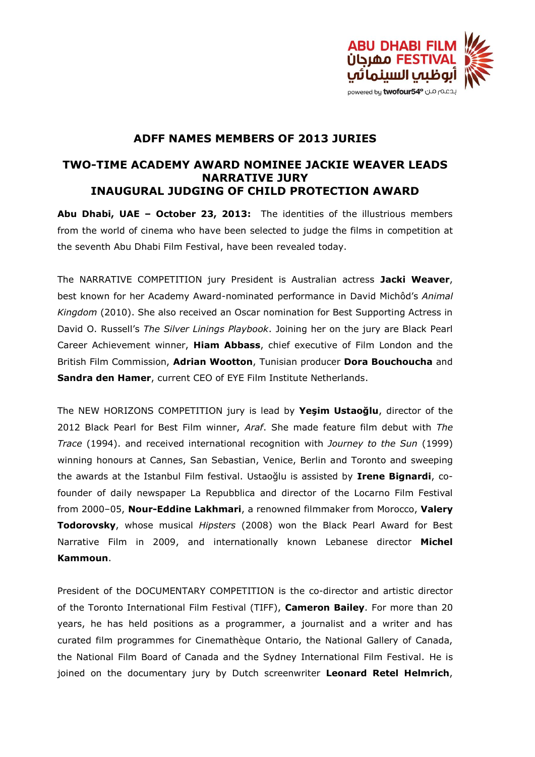## ADFF NAMES MEMBERS OF 2013 JURIES

## TWO-TIME ACADEMY AWARD NOMINEE JACKIE WEAVER LEADS NARRATIVE JURY INAUGURAL JUDGING OF CHILD PROTECTION AWARD

**Abu Dhabi, UAE – October 23, 2013:** The identities of the illustrious members from the world of cinema who have been selected to judge the films in competition at the seventh Abu Dhabi Film Festival, have been revealed today.

The NARRATIVE COMPETITION jury President is Australian actress **Jacki Weaver**, best known for her Academy Award-nominated performance in David Michôd's *Animal Kingdom* (2010). She also received an Oscar nomination for Best Supporting Actress in David O. Russell's *The Silver Linings Playbook*. Joining her on the jury are Black Pearl Career Achievement winner, **Hiam Abbass**, chief executive of Film London and the British Film Commission, **Adrian Wootton**, Tunisian producer **Dora Bouchoucha** and **Sandra den Hamer**, current CEO of EYE Film Institute Netherlands.

The NEW HORIZONS COMPETITION jury is lead by **Yeşim Ustaoğlu**, director of the 2012 Black Pearl for Best Film winner, *Araf*. She made feature film debut with *The Trace* (1994). and received international recognition with *Journey to the Sun* (1999) winning honours at Cannes, San Sebastian, Venice, Berlin and Toronto and sweeping the awards at the Istanbul Film festival. Ustaoğlu is assisted by **Irene Bignardi**, co-founder of daily newspaper La Repubblica and director of the Locarno Film Festival from 2000–05, **Nour-Eddine Lakhmari**, a renowned filmmaker from Morocco, **Valery Todorovsky**, whose musical *Hipsters* (2008) won the Black Pearl Award for Best Narrative Film in 2009, and internationally known Lebanese director **Michel Kammoun**.

President of the DOCUMENTARY COMPETITION is the co-director and artistic director of the Toronto International Film Festival (TIFF), **Cameron Bailey**. For more than 20 years, he has held positions as a programmer, a journalist and a writer and has curated film programmes for Cinemathèque Ontario, the National Gallery of Canada, the National Film Board of Canada and the Sydney International Film Festival. He is joined on the documentary jury by Dutch screenwriter **Leonard Retel Helmrich**,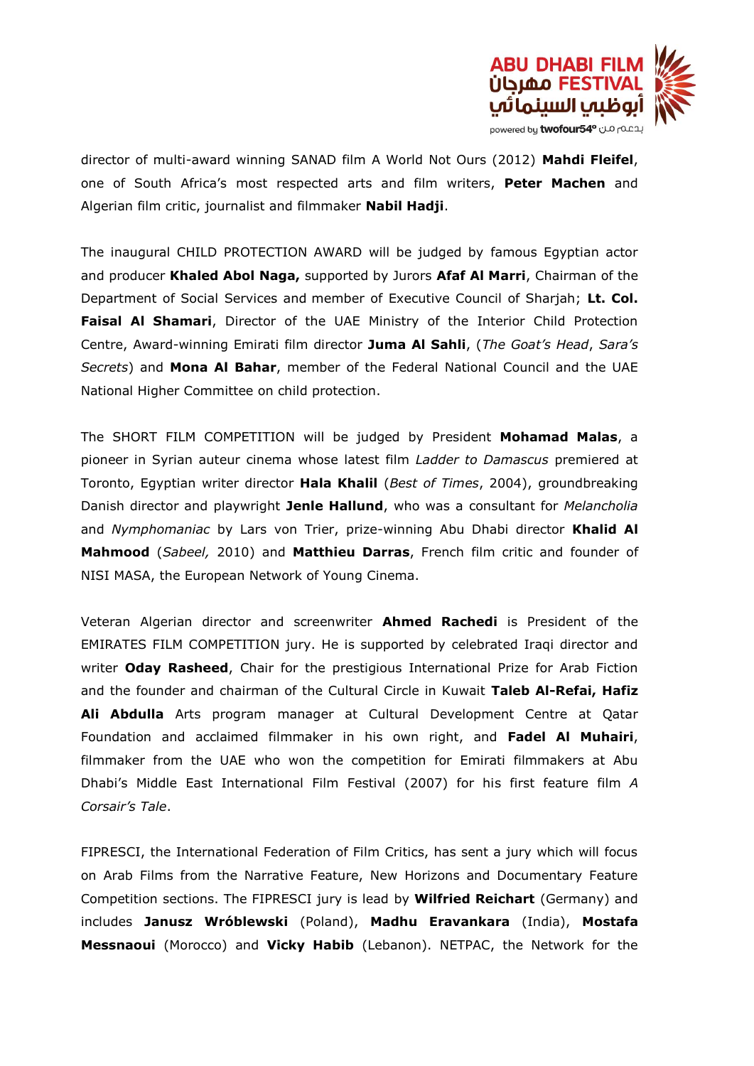director of multi-award winning SANAD film A World Not Ours (2012) **Mahdi Fleifel**, one of South Africa's most respected arts and film writers, **Peter Machen** and Algerian film critic, journalist and filmmaker **Nabil Hadji**.

The inaugural CHILD PROTECTION AWARD will be judged by famous Egyptian actor and producer **Khaled Abol Naga,** supported by Jurors **Afaf Al Marri**, Chairman of the Department of Social Services and member of Executive Council of Sharjah; **Lt. Col. Faisal Al Shamari**, Director of the UAE Ministry of the Interior Child Protection Centre, Award-winning Emirati film director **Juma Al Sahli**, (*The Goat's Head*, *Sara's Secrets*) and **Mona Al Bahar**, member of the Federal National Council and the UAE National Higher Committee on child protection.

The SHORT FILM COMPETITION will be judged by President **Mohamad Malas**, a pioneer in Syrian auteur cinema whose latest film *Ladder to Damascus* premiered at Toronto, Egyptian writer director **Hala Khalil** (*Best of Times*, 2004), groundbreaking Danish director and playwright **Jenle Hallund**, who was a consultant for *Melancholia* and *Nymphomaniac* by Lars von Trier, prize-winning Abu Dhabi director **Khalid Al Mahmood** (*Sabeel,* 2010) and **Matthieu Darras**, French film critic and founder of NISI MASA, the European Network of Young Cinema.

Veteran Algerian director and screenwriter **Ahmed Rachedi** is President of the EMIRATES FILM COMPETITION jury. He is supported by celebrated Iraqi director and writer **Oday Rasheed**, Chair for the prestigious International Prize for Arab Fiction and the founder and chairman of the Cultural Circle in Kuwait **Taleb Al-Refai, Hafiz Ali Abdulla** Arts program manager at Cultural Development Centre at Qatar Foundation and acclaimed filmmaker in his own right, and **Fadel Al Muhairi**, filmmaker from the UAE who won the competition for Emirati filmmakers at Abu Dhabi's Middle East International Film Festival (2007) for his first feature film *A Corsair's Tale*.

FIPRESCI, the International Federation of Film Critics, has sent a jury which will focus on Arab Films from the Narrative Feature, New Horizons and Documentary Feature Competition sections. The FIPRESCI jury is lead by **Wilfried Reichart** (Germany) and includes **Janusz Wróblewski** (Poland), **Madhu Eravankara** (India), **Mostafa Messnaoui** (Morocco) and **Vicky Habib** (Lebanon). NETPAC, the Network for the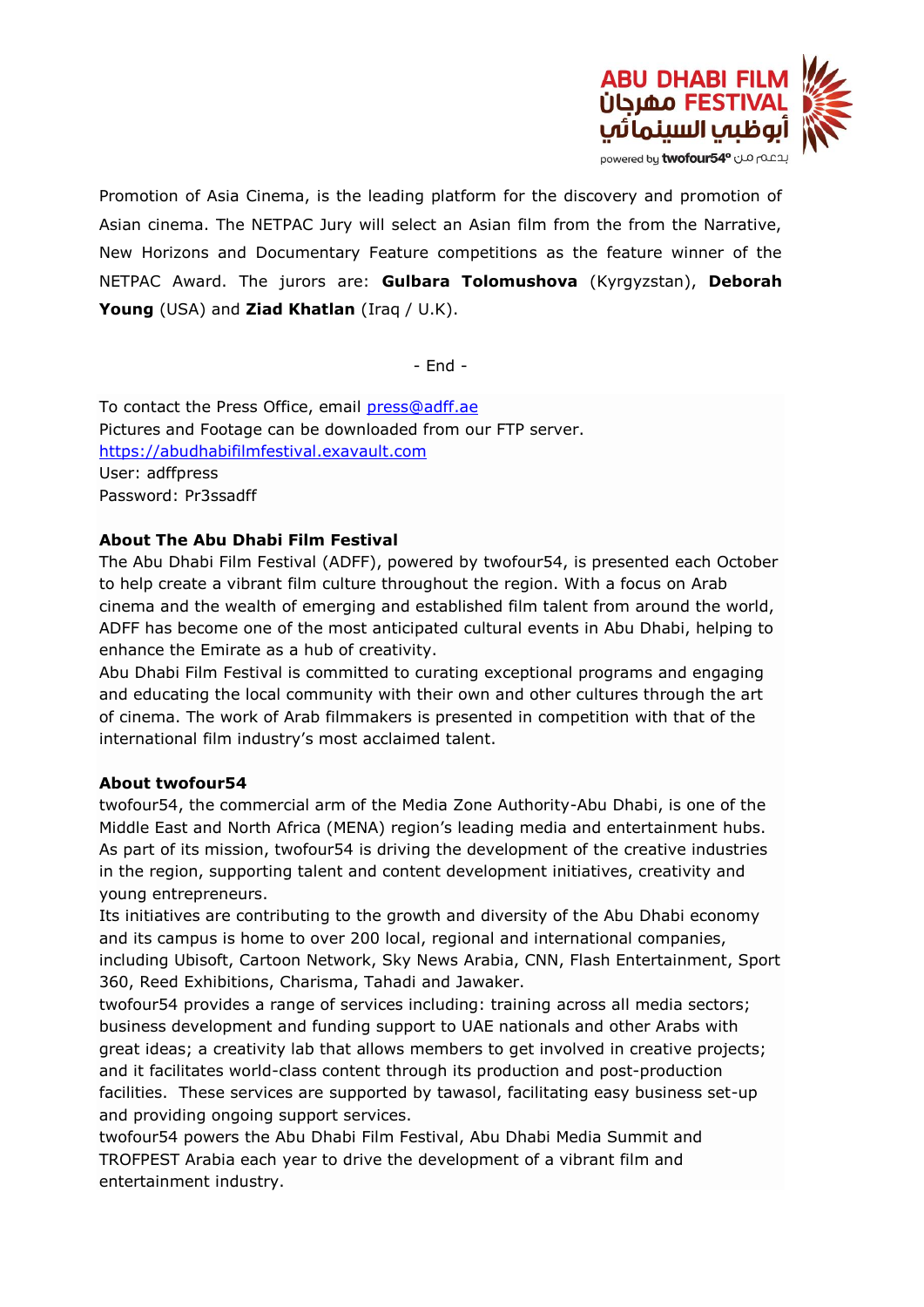Promotion of Asia Cinema, is the leading platform for the discovery and promotion of Asian cinema. The NETPAC Jury will select an Asian film from the from the Narrative, New Horizons and Documentary Feature competitions as the feature winner of the NETPAC Award. The jurors are: **Gulbara Tolomushova** (Kyrgyzstan), **Deborah Young** (USA) and **Ziad Khatlan** (Iraq / U.K).

- End -

To contact the Press Office, email [press@adff.ae](mailto:press@adff.ae)
Pictures and Footage can be downloaded from our FTP server.
[https://abudhabifilmfestival.exavault.com](https://abudhabifilmfestival.exavault.com)
User: adffpress
Password: Pr3ssadff

**About The Abu Dhabi Film Festival**
The Abu Dhabi Film Festival (ADFF), powered by twofour54, is presented each October to help create a vibrant film culture throughout the region. With a focus on Arab cinema and the wealth of emerging and established film talent from around the world, ADFF has become one of the most anticipated cultural events in Abu Dhabi, helping to enhance the Emirate as a hub of creativity.
Abu Dhabi Film Festival is committed to curating exceptional programs and engaging and educating the local community with their own and other cultures through the art of cinema. The work of Arab filmmakers is presented in competition with that of the international film industry's most acclaimed talent.

**About twofour54**
twofour54, the commercial arm of the Media Zone Authority-Abu Dhabi, is one of the Middle East and North Africa (MENA) region's leading media and entertainment hubs. As part of its mission, twofour54 is driving the development of the creative industries in the region, supporting talent and content development initiatives, creativity and young entrepreneurs.
Its initiatives are contributing to the growth and diversity of the Abu Dhabi economy and its campus is home to over 200 local, regional and international companies, including Ubisoft, Cartoon Network, Sky News Arabia, CNN, Flash Entertainment, Sport 360, Reed Exhibitions, Charisma, Tahadi and Jawaker.
twofour54 provides a range of services including: training across all media sectors; business development and funding support to UAE nationals and other Arabs with great ideas; a creativity lab that allows members to get involved in creative projects; and it facilitates world-class content through its production and post-production facilities. These services are supported by tawasol, facilitating easy business set-up and providing ongoing support services.
twofour54 powers the Abu Dhabi Film Festival, Abu Dhabi Media Summit and TROFPEST Arabia each year to drive the development of a vibrant film and entertainment industry.